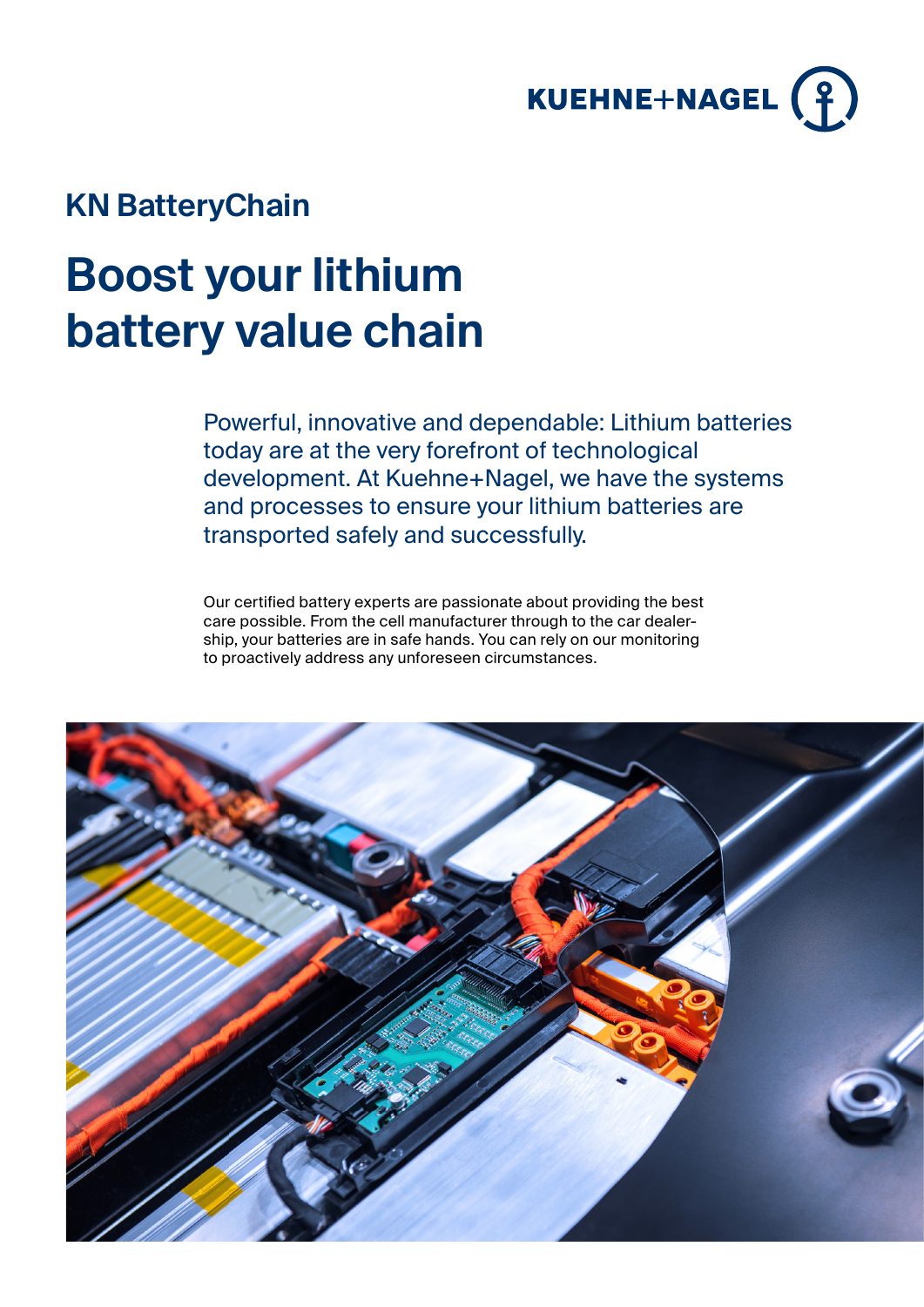KUEHNE+NAGEL

## KN BatteryChain

# Boost your lithium battery value chain

Powerful, innovative and dependable: Lithium batteries today are at the very forefront of technological development. At Kuehne+Nagel, we have the systems and processes to ensure your lithium batteries are transported safely and successfully.

Our certified battery experts are passionate about providing the best care possible. From the cell manufacturer through to the car dealership, your batteries are in safe hands. You can rely on our monitoring to proactively address any unforeseen circumstances.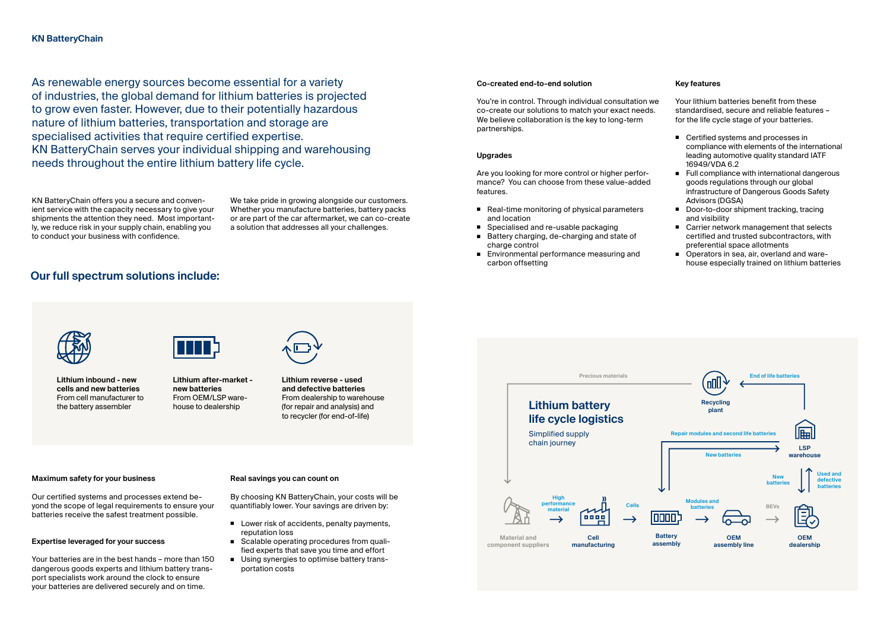## KN BatteryChain

As renewable energy sources become essential for a variety of industries, the global demand for lithium batteries is projected to grow even faster. However, due to their potentially hazardous nature of lithium batteries, transportation and storage are specialised activities that require certified expertise. KN BatteryChain serves your individual shipping and warehousing needs throughout the entire lithium battery life cycle.

KN BatteryChain offers you a secure and convenient service with the capacity necessary to give your shipments the attention they need. Most importantly, we reduce risk in your supply chain, enabling you to conduct your business with confidence.

We take pride in growing alongside our customers. Whether you manufacture batteries, battery packs or are part of the car aftermarket, we can co-create a solution that addresses all your challenges.

### Our full spectrum solutions include:

**Lithium inbound - new cells and new batteries**
From cell manufacturer to the battery assembler

**Lithium after-market - new batteries**
From OEM/LSP warehouse to dealership

**Lithium reverse - used and defective batteries**
From dealership to warehouse (for repair and analysis) and to recycler (for end-of-life)

**Maximum safety for your business**

Our certified systems and processes extend beyond the scope of legal requirements to ensure your batteries receive the safest treatment possible.

**Expertise leveraged for your success**

Your batteries are in the best hands – more than 150 dangerous goods experts and lithium battery transport specialists work around the clock to ensure your batteries are delivered securely and on time.

**Real savings you can count on**

By choosing KN BatteryChain, your costs will be quantifiably lower. Your savings are driven by:

- Lower risk of accidents, penalty payments, reputation loss
- Scalable operating procedures from qualified experts that save you time and effort
- Using synergies to optimise battery transportation costs

**Co-created end-to-end solution**

You're in control. Through individual consultation we co-create our solutions to match your exact needs. We believe collaboration is the key to long-term partnerships.

**Upgrades**

Are you looking for more control or higher performance? You can choose from these value-added features.

- Real-time monitoring of physical parameters and location
- Specialised and re-usable packaging
- Battery charging, de-charging and state of charge control
- Environmental performance measuring and carbon offsetting

**Key features**

Your lithium batteries benefit from these standardised, secure and reliable features – for the life cycle stage of your batteries.

- Certified systems and processes in compliance with elements of the international leading automotive quality standard IATF 16949/VDA 6.2
- Full compliance with international dangerous goods regulations through our global infrastructure of Dangerous Goods Safety Advisors (DGSA)
- Door-to-door shipment tracking, tracing and visibility
- Carrier network management that selects certified and trusted subcontractors, with preferential space allotments
- Operators in sea, air, overland and warehouse especially trained on lithium batteries

**Lithium battery life cycle logistics**

Simplified supply chain journey

Precious materials
Recycling plant
End of life batteries
Repair modules and second life batteries
LSP warehouse
New batteries
New batteries
Used and defective batteries
Material and component suppliers
High performance material
Cell manufacturing
Cells
Battery assembly
Modules and batteries
OEM assembly line
BEVs
OEM dealership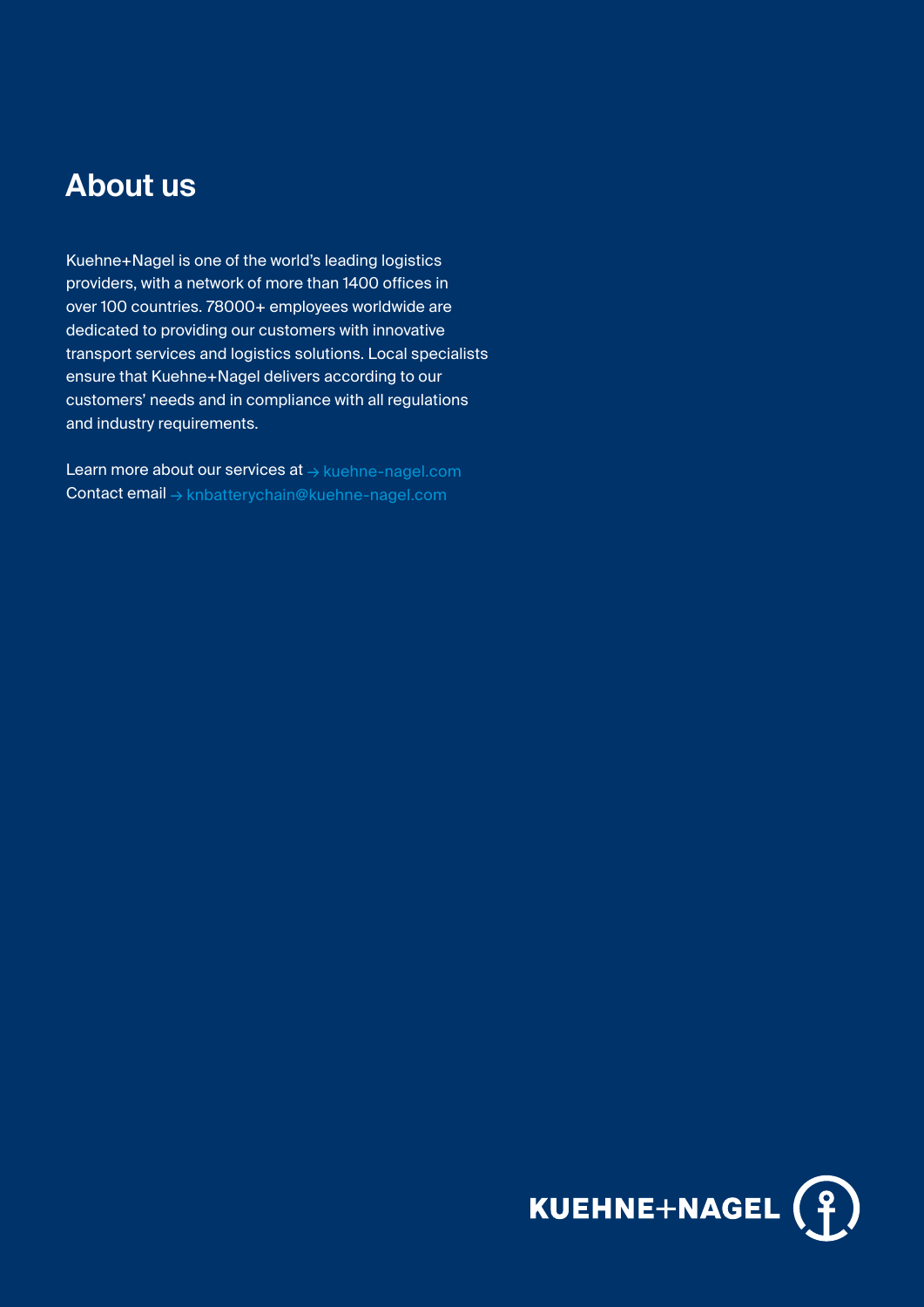## About us

Kuehne+Nagel is one of the world's leading logistics providers, with a network of more than 1400 offices in over 100 countries. 78000+ employees worldwide are dedicated to providing our customers with innovative transport services and logistics solutions. Local specialists ensure that Kuehne+Nagel delivers according to our customers' needs and in compliance with all regulations and industry requirements.

Learn more about our services at → kuehne-nagel.com
Contact email → knbatterychain@kuehne-nagel.com

KUEHNE+NAGEL